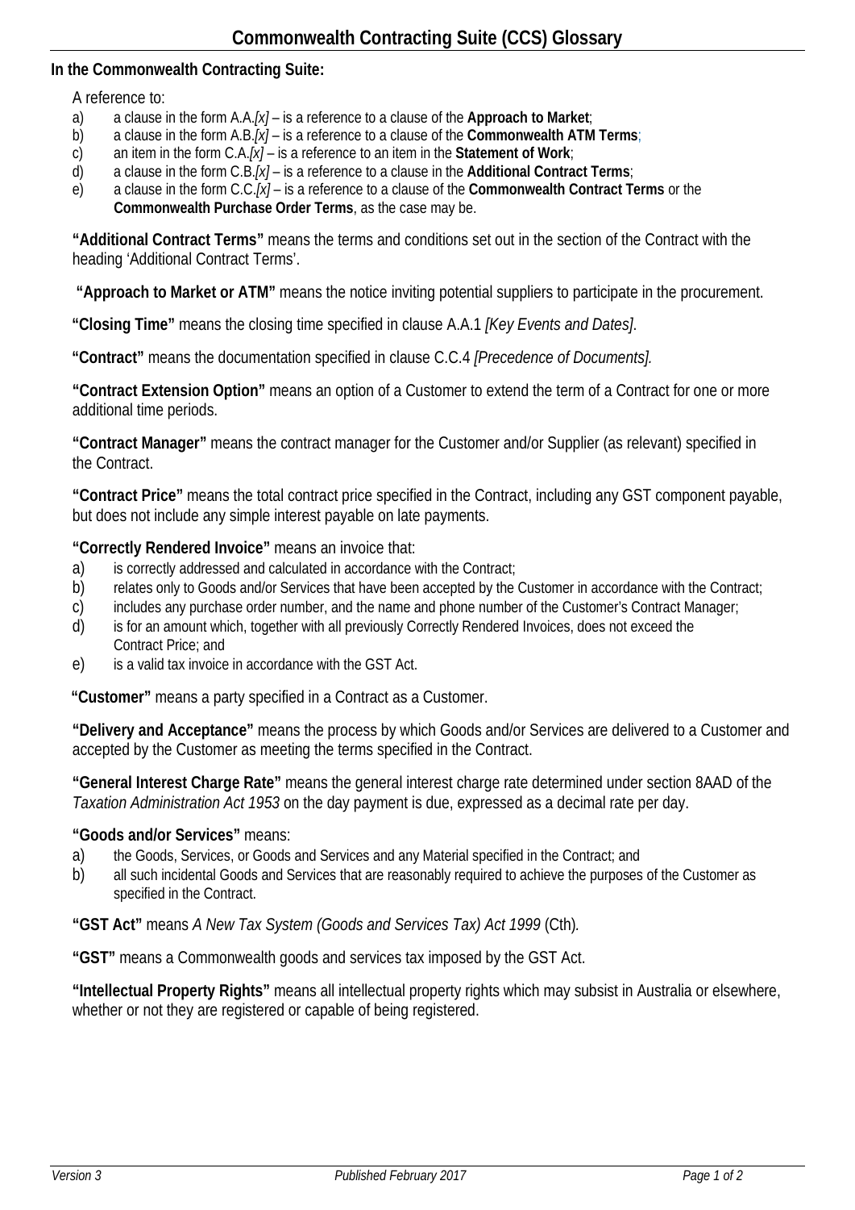# Commonwealth Contracting Suite (CCS) Glossary

**In the Commonwealth Contracting Suite:**

A reference to:

a) a clause in the form A.A.*[x]* – is a reference to a clause of the **Approach to Market**;
b) a clause in the form A.B.*[x]* – is a reference to a clause of the **Commonwealth ATM Terms**;
c) an item in the form C.A.*[x]* – is a reference to an item in the **Statement of Work**;
d) a clause in the form C.B.*[x]* – is a reference to a clause in the **Additional Contract Terms**;
e) a clause in the form C.C.*[x]* – is a reference to a clause of the **Commonwealth Contract Terms** or the **Commonwealth Purchase Order Terms**, as the case may be.

**"Additional Contract Terms"** means the terms and conditions set out in the section of the Contract with the heading 'Additional Contract Terms'.

**"Approach to Market or ATM"** means the notice inviting potential suppliers to participate in the procurement.

**"Closing Time"** means the closing time specified in clause A.A.1 *[Key Events and Dates]*.

**"Contract"** means the documentation specified in clause C.C.4 *[Precedence of Documents].*

**"Contract Extension Option"** means an option of a Customer to extend the term of a Contract for one or more additional time periods.

**"Contract Manager"** means the contract manager for the Customer and/or Supplier (as relevant) specified in the Contract.

**"Contract Price"** means the total contract price specified in the Contract, including any GST component payable, but does not include any simple interest payable on late payments.

**"Correctly Rendered Invoice"** means an invoice that:

a) is correctly addressed and calculated in accordance with the Contract;
b) relates only to Goods and/or Services that have been accepted by the Customer in accordance with the Contract;
c) includes any purchase order number, and the name and phone number of the Customer's Contract Manager;
d) is for an amount which, together with all previously Correctly Rendered Invoices, does not exceed the Contract Price; and
e) is a valid tax invoice in accordance with the GST Act.

**"Customer"** means a party specified in a Contract as a Customer.

**"Delivery and Acceptance"** means the process by which Goods and/or Services are delivered to a Customer and accepted by the Customer as meeting the terms specified in the Contract.

**"General Interest Charge Rate"** means the general interest charge rate determined under section 8AAD of the *Taxation Administration Act 1953* on the day payment is due, expressed as a decimal rate per day.

**"Goods and/or Services"** means:

a) the Goods, Services, or Goods and Services and any Material specified in the Contract; and
b) all such incidental Goods and Services that are reasonably required to achieve the purposes of the Customer as specified in the Contract.

**"GST Act"** means *A New Tax System (Goods and Services Tax) Act 1999* (Cth).

**"GST"** means a Commonwealth goods and services tax imposed by the GST Act.

**"Intellectual Property Rights"** means all intellectual property rights which may subsist in Australia or elsewhere, whether or not they are registered or capable of being registered.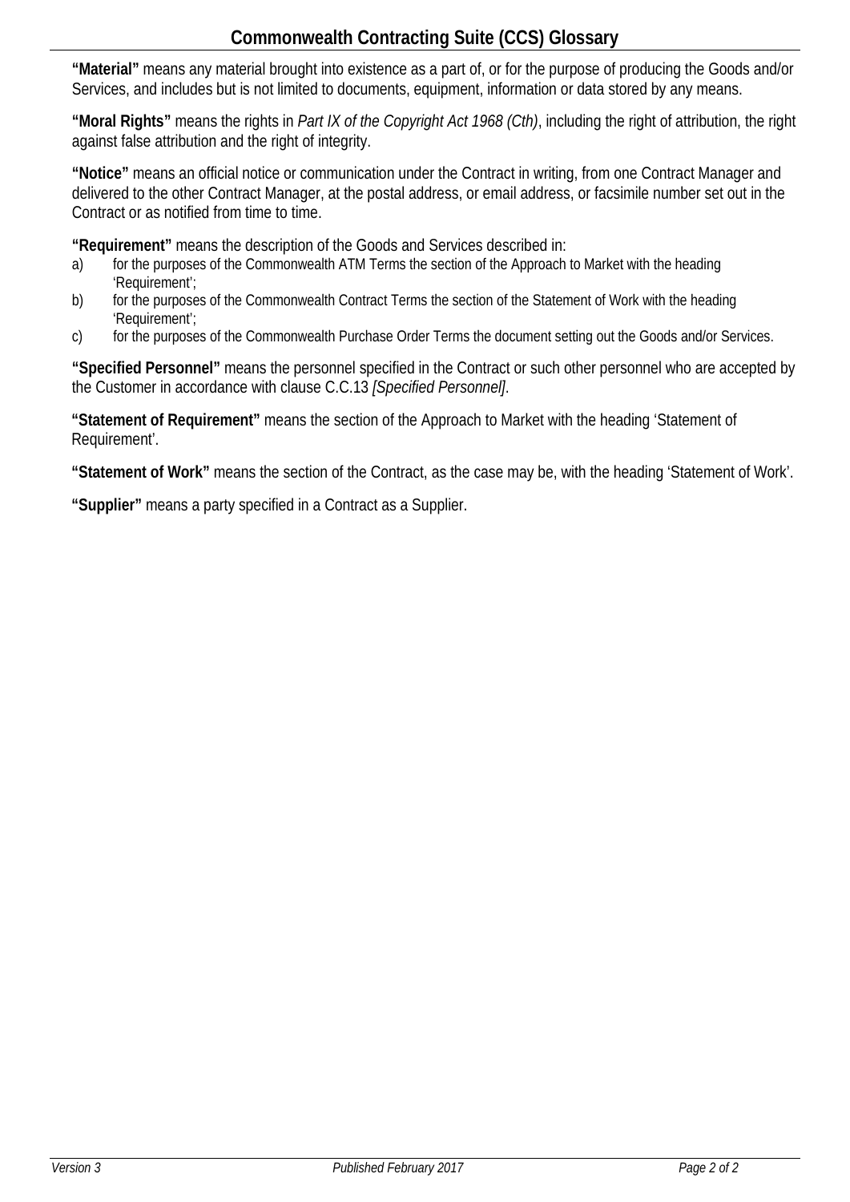**"Material"** means any material brought into existence as a part of, or for the purpose of producing the Goods and/or Services, and includes but is not limited to documents, equipment, information or data stored by any means.

**"Moral Rights"** means the rights in *Part IX of the Copyright Act 1968 (Cth)*, including the right of attribution, the right against false attribution and the right of integrity.

**"Notice"** means an official notice or communication under the Contract in writing, from one Contract Manager and delivered to the other Contract Manager, at the postal address, or email address, or facsimile number set out in the Contract or as notified from time to time.

**"Requirement"** means the description of the Goods and Services described in:

a) for the purposes of the Commonwealth ATM Terms the section of the Approach to Market with the heading 'Requirement';
b) for the purposes of the Commonwealth Contract Terms the section of the Statement of Work with the heading 'Requirement';
c) for the purposes of the Commonwealth Purchase Order Terms the document setting out the Goods and/or Services.

**"Specified Personnel"** means the personnel specified in the Contract or such other personnel who are accepted by the Customer in accordance with clause C.C.13 *[Specified Personnel]*.

**"Statement of Requirement"** means the section of the Approach to Market with the heading 'Statement of Requirement'.

**"Statement of Work"** means the section of the Contract, as the case may be, with the heading 'Statement of Work'.

**"Supplier"** means a party specified in a Contract as a Supplier.